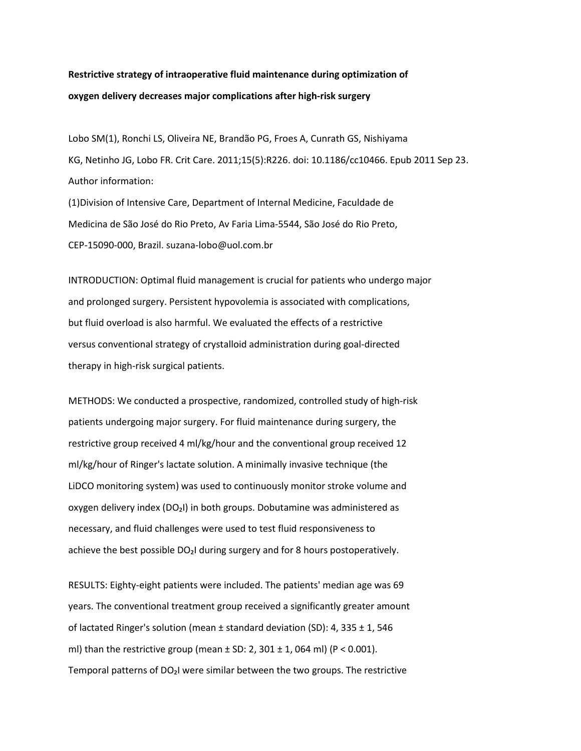**Restrictive strategy of intraoperative fluid maintenance during optimization of oxygen delivery decreases major complications after high-risk surgery**

Lobo SM(1), Ronchi LS, Oliveira NE, Brandão PG, Froes A, Cunrath GS, Nishiyama KG, Netinho JG, Lobo FR. Crit Care. 2011;15(5):R226. doi: 10.1186/cc10466. Epub 2011 Sep 23.

Author information:

(1)Division of Intensive Care, Department of Internal Medicine, Faculdade de Medicina de São José do Rio Preto, Av Faria Lima-5544, São José do Rio Preto, CEP-15090-000, Brazil. suzana-lobo@uol.com.br

INTRODUCTION: Optimal fluid management is crucial for patients who undergo major and prolonged surgery. Persistent hypovolemia is associated with complications, but fluid overload is also harmful. We evaluated the effects of a restrictive versus conventional strategy of crystalloid administration during goal-directed therapy in high-risk surgical patients.

METHODS: We conducted a prospective, randomized, controlled study of high-risk patients undergoing major surgery. For fluid maintenance during surgery, the restrictive group received 4 ml/kg/hour and the conventional group received 12 ml/kg/hour of Ringer's lactate solution. A minimally invasive technique (the LiDCO monitoring system) was used to continuously monitor stroke volume and oxygen delivery index ($DO_2I$) in both groups. Dobutamine was administered as necessary, and fluid challenges were used to test fluid responsiveness to achieve the best possible $DO_2I$ during surgery and for 8 hours postoperatively.

RESULTS: Eighty-eight patients were included. The patients' median age was 69 years. The conventional treatment group received a significantly greater amount of lactated Ringer's solution (mean ± standard deviation (SD): 4, 335 ± 1, 546 ml) than the restrictive group (mean ± SD: 2, 301 ± 1, 064 ml) ($P < 0.001$). Temporal patterns of $DO_2I$ were similar between the two groups. The restrictive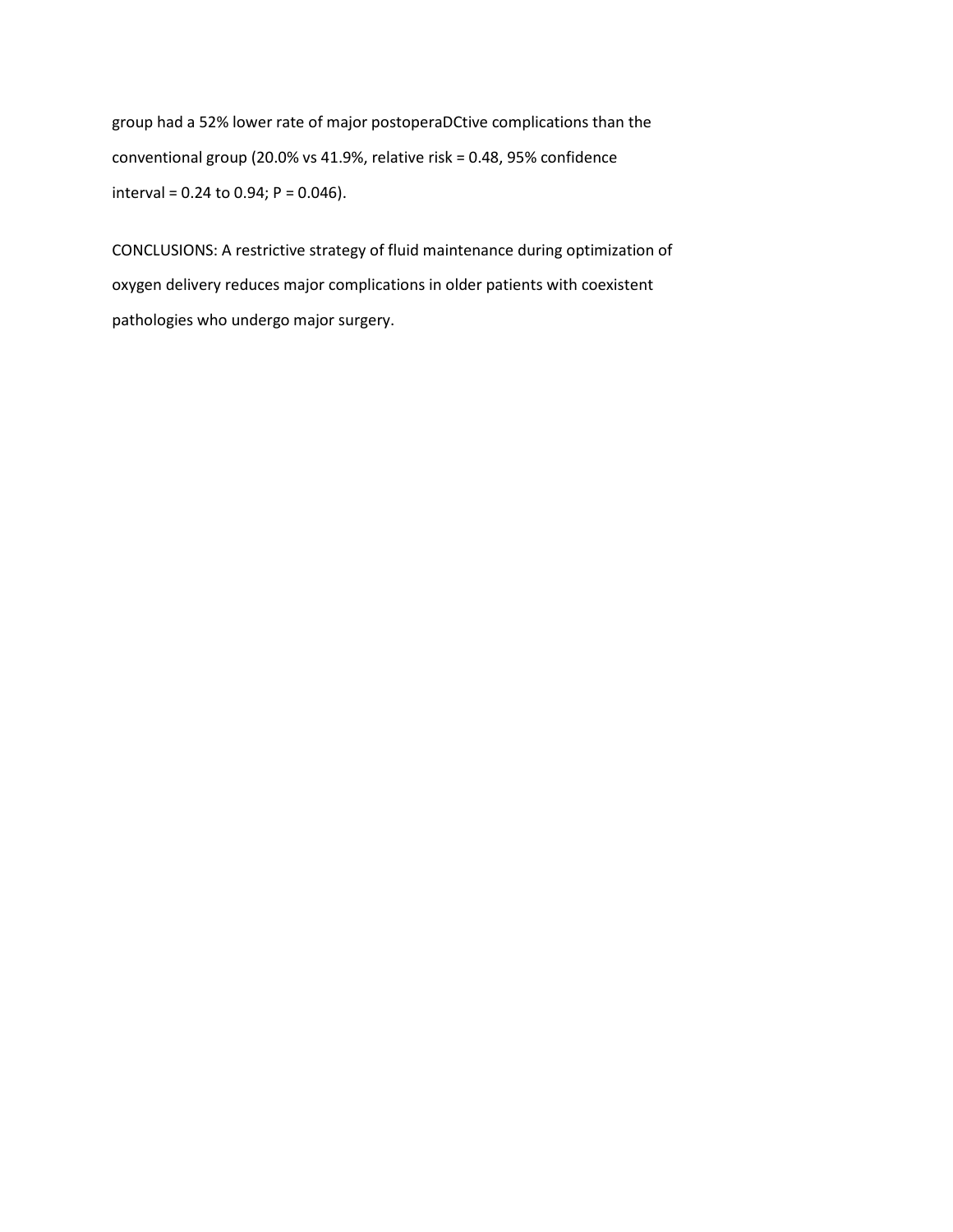group had a 52% lower rate of major postoperaDCtive complications than the conventional group (20.0% vs 41.9%, relative risk = 0.48, 95% confidence interval = 0.24 to 0.94; P = 0.046).

CONCLUSIONS: A restrictive strategy of fluid maintenance during optimization of oxygen delivery reduces major complications in older patients with coexistent pathologies who undergo major surgery.